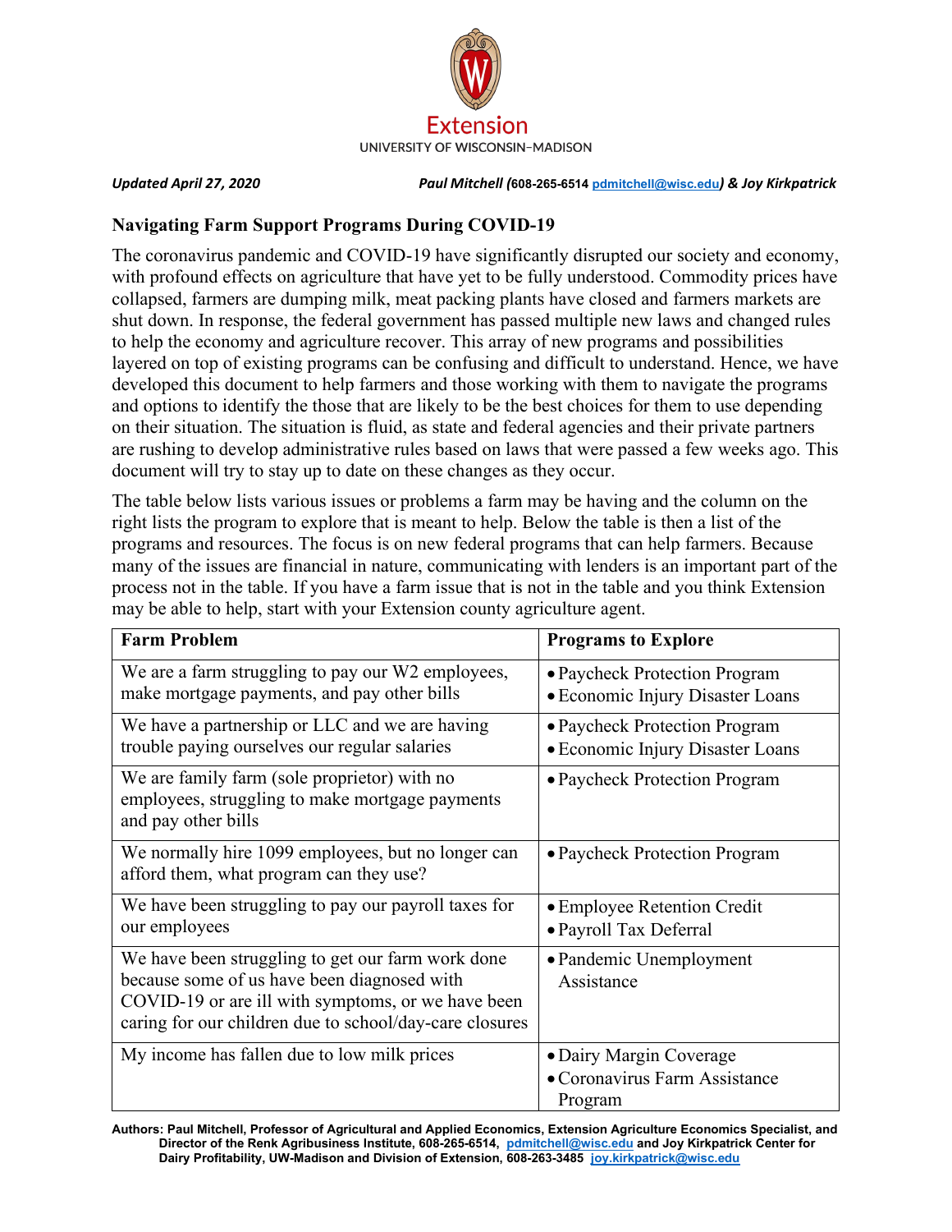Extension
UNIVERSITY OF WISCONSIN–MADISON

*Updated April 27, 2020* — *Paul Mitchell (608-265-6514 pdmitchell@wisc.edu) & Joy Kirkpatrick*

## Navigating Farm Support Programs During COVID-19

The coronavirus pandemic and COVID-19 have significantly disrupted our society and economy, with profound effects on agriculture that have yet to be fully understood. Commodity prices have collapsed, farmers are dumping milk, meat packing plants have closed and farmers markets are shut down. In response, the federal government has passed multiple new laws and changed rules to help the economy and agriculture recover. This array of new programs and possibilities layered on top of existing programs can be confusing and difficult to understand. Hence, we have developed this document to help farmers and those working with them to navigate the programs and options to identify the those that are likely to be the best choices for them to use depending on their situation. The situation is fluid, as state and federal agencies and their private partners are rushing to develop administrative rules based on laws that were passed a few weeks ago. This document will try to stay up to date on these changes as they occur.

The table below lists various issues or problems a farm may be having and the column on the right lists the program to explore that is meant to help. Below the table is then a list of the programs and resources. The focus is on new federal programs that can help farmers. Because many of the issues are financial in nature, communicating with lenders is an important part of the process not in the table. If you have a farm issue that is not in the table and you think Extension may be able to help, start with your Extension county agriculture agent.

| Farm Problem | Programs to Explore |
|---|---|
| We are a farm struggling to pay our W2 employees, make mortgage payments, and pay other bills | • Paycheck Protection Program<br>• Economic Injury Disaster Loans |
| We have a partnership or LLC and we are having trouble paying ourselves our regular salaries | • Paycheck Protection Program<br>• Economic Injury Disaster Loans |
| We are family farm (sole proprietor) with no employees, struggling to make mortgage payments and pay other bills | • Paycheck Protection Program |
| We normally hire 1099 employees, but no longer can afford them, what program can they use? | • Paycheck Protection Program |
| We have been struggling to pay our payroll taxes for our employees | • Employee Retention Credit<br>• Payroll Tax Deferral |
| We have been struggling to get our farm work done because some of us have been diagnosed with COVID-19 or are ill with symptoms, or we have been caring for our children due to school/day-care closures | • Pandemic Unemployment Assistance |
| My income has fallen due to low milk prices | • Dairy Margin Coverage<br>• Coronavirus Farm Assistance Program |

**Authors: Paul Mitchell, Professor of Agricultural and Applied Economics, Extension Agriculture Economics Specialist, and Director of the Renk Agribusiness Institute, 608-265-6514, pdmitchell@wisc.edu and Joy Kirkpatrick Center for Dairy Profitability, UW-Madison and Division of Extension, 608-263-3485 joy.kirkpatrick@wisc.edu**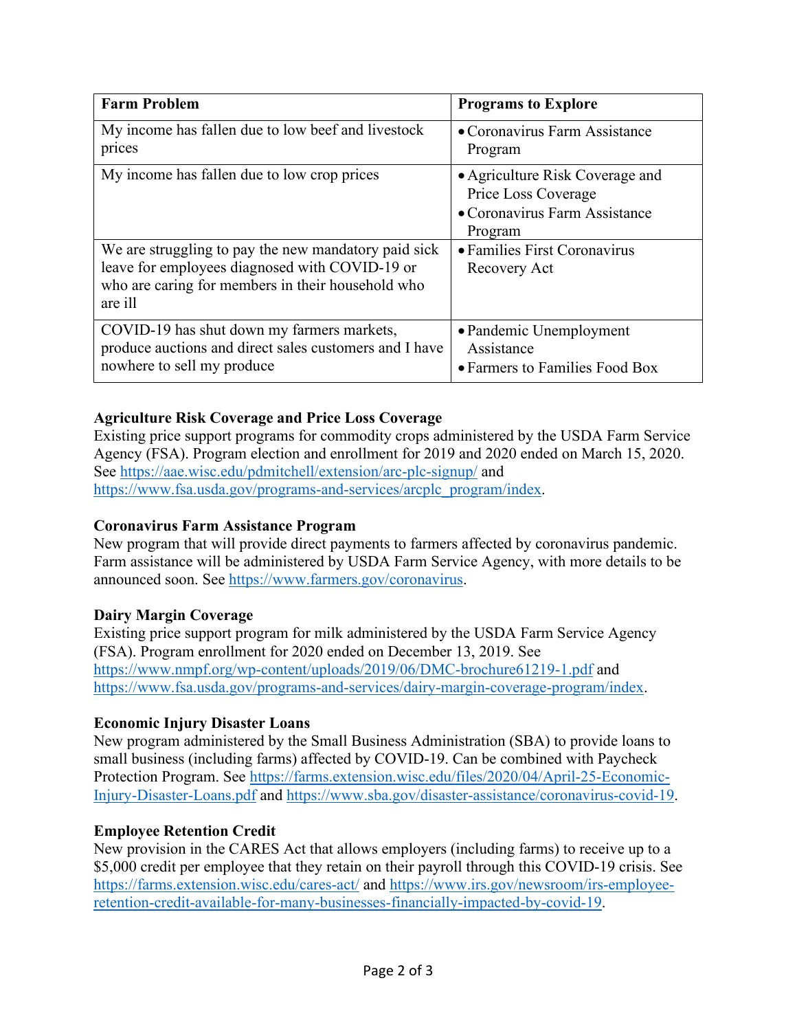| Farm Problem | Programs to Explore |
|---|---|
| My income has fallen due to low beef and livestock prices | • Coronavirus Farm Assistance Program |
| My income has fallen due to low crop prices | • Agriculture Risk Coverage and Price Loss Coverage<br>• Coronavirus Farm Assistance Program |
| We are struggling to pay the new mandatory paid sick leave for employees diagnosed with COVID-19 or who are caring for members in their household who are ill | • Families First Coronavirus Recovery Act |
| COVID-19 has shut down my farmers markets, produce auctions and direct sales customers and I have nowhere to sell my produce | • Pandemic Unemployment Assistance<br>• Farmers to Families Food Box |

**Agriculture Risk Coverage and Price Loss Coverage**
Existing price support programs for commodity crops administered by the USDA Farm Service Agency (FSA). Program election and enrollment for 2019 and 2020 ended on March 15, 2020. See https://aae.wisc.edu/pdmitchell/extension/arc-plc-signup/ and https://www.fsa.usda.gov/programs-and-services/arcplc_program/index.

**Coronavirus Farm Assistance Program**
New program that will provide direct payments to farmers affected by coronavirus pandemic. Farm assistance will be administered by USDA Farm Service Agency, with more details to be announced soon. See https://www.farmers.gov/coronavirus.

**Dairy Margin Coverage**
Existing price support program for milk administered by the USDA Farm Service Agency (FSA). Program enrollment for 2020 ended on December 13, 2019. See https://www.nmpf.org/wp-content/uploads/2019/06/DMC-brochure61219-1.pdf and https://www.fsa.usda.gov/programs-and-services/dairy-margin-coverage-program/index.

**Economic Injury Disaster Loans**
New program administered by the Small Business Administration (SBA) to provide loans to small business (including farms) affected by COVID-19. Can be combined with Paycheck Protection Program. See https://farms.extension.wisc.edu/files/2020/04/April-25-Economic-Injury-Disaster-Loans.pdf and https://www.sba.gov/disaster-assistance/coronavirus-covid-19.

**Employee Retention Credit**
New provision in the CARES Act that allows employers (including farms) to receive up to a $5,000 credit per employee that they retain on their payroll through this COVID-19 crisis. See https://farms.extension.wisc.edu/cares-act/ and https://www.irs.gov/newsroom/irs-employee-retention-credit-available-for-many-businesses-financially-impacted-by-covid-19.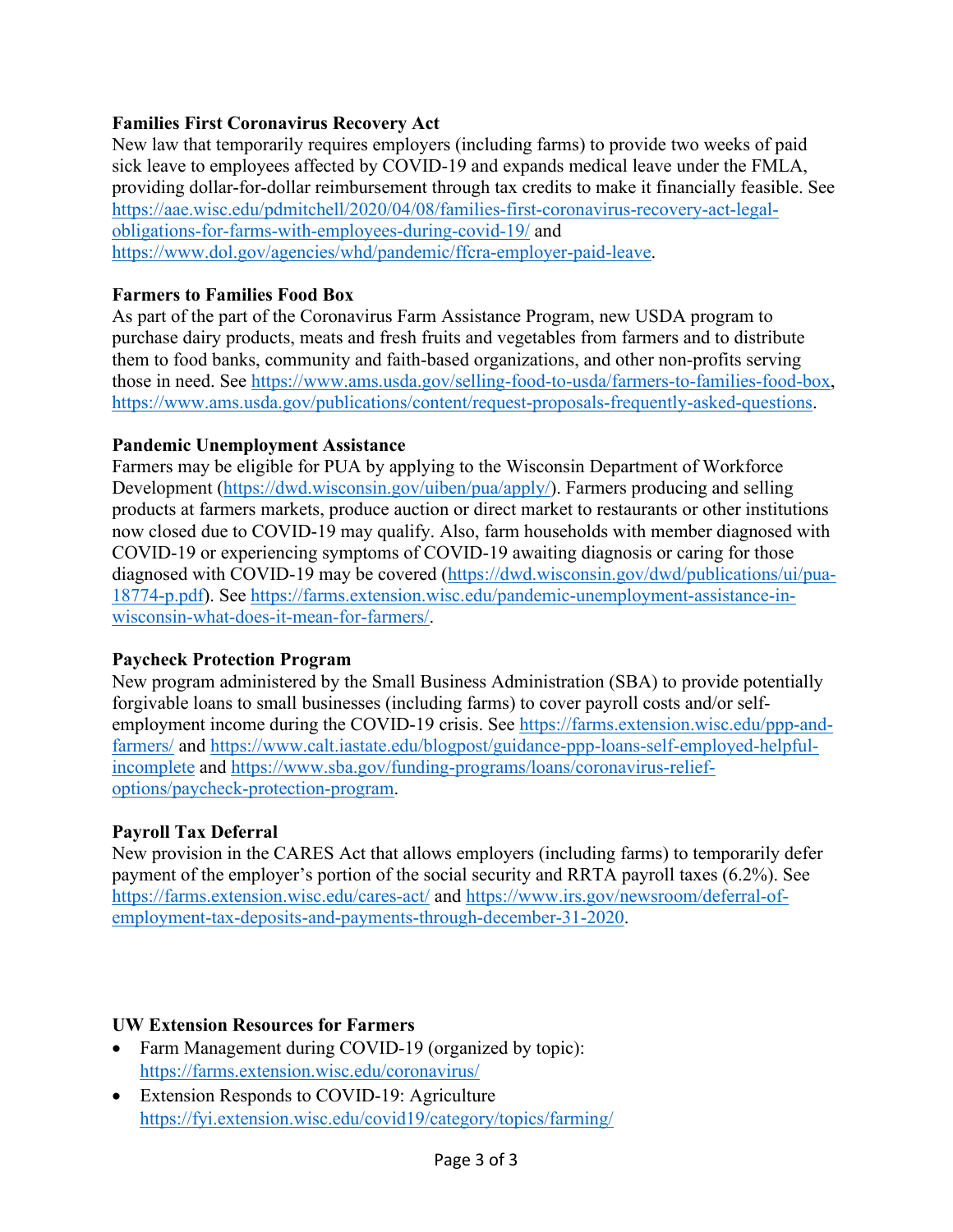**Families First Coronavirus Recovery Act**

New law that temporarily requires employers (including farms) to provide two weeks of paid sick leave to employees affected by COVID-19 and expands medical leave under the FMLA, providing dollar-for-dollar reimbursement through tax credits to make it financially feasible. See https://aae.wisc.edu/pdmitchell/2020/04/08/families-first-coronavirus-recovery-act-legal-obligations-for-farms-with-employees-during-covid-19/ and https://www.dol.gov/agencies/whd/pandemic/ffcra-employer-paid-leave.

**Farmers to Families Food Box**

As part of the part of the Coronavirus Farm Assistance Program, new USDA program to purchase dairy products, meats and fresh fruits and vegetables from farmers and to distribute them to food banks, community and faith-based organizations, and other non-profits serving those in need. See https://www.ams.usda.gov/selling-food-to-usda/farmers-to-families-food-box, https://www.ams.usda.gov/publications/content/request-proposals-frequently-asked-questions.

**Pandemic Unemployment Assistance**

Farmers may be eligible for PUA by applying to the Wisconsin Department of Workforce Development (https://dwd.wisconsin.gov/uiben/pua/apply/). Farmers producing and selling products at farmers markets, produce auction or direct market to restaurants or other institutions now closed due to COVID-19 may qualify. Also, farm households with member diagnosed with COVID-19 or experiencing symptoms of COVID-19 awaiting diagnosis or caring for those diagnosed with COVID-19 may be covered (https://dwd.wisconsin.gov/dwd/publications/ui/pua-18774-p.pdf). See https://farms.extension.wisc.edu/pandemic-unemployment-assistance-in-wisconsin-what-does-it-mean-for-farmers/.

**Paycheck Protection Program**

New program administered by the Small Business Administration (SBA) to provide potentially forgivable loans to small businesses (including farms) to cover payroll costs and/or self-employment income during the COVID-19 crisis. See https://farms.extension.wisc.edu/ppp-and-farmers/ and https://www.calt.iastate.edu/blogpost/guidance-ppp-loans-self-employed-helpful-incomplete and https://www.sba.gov/funding-programs/loans/coronavirus-relief-options/paycheck-protection-program.

**Payroll Tax Deferral**

New provision in the CARES Act that allows employers (including farms) to temporarily defer payment of the employer's portion of the social security and RRTA payroll taxes (6.2%). See https://farms.extension.wisc.edu/cares-act/ and https://www.irs.gov/newsroom/deferral-of-employment-tax-deposits-and-payments-through-december-31-2020.

**UW Extension Resources for Farmers**

- Farm Management during COVID-19 (organized by topic): https://farms.extension.wisc.edu/coronavirus/
- Extension Responds to COVID-19: Agriculture https://fyi.extension.wisc.edu/covid19/category/topics/farming/